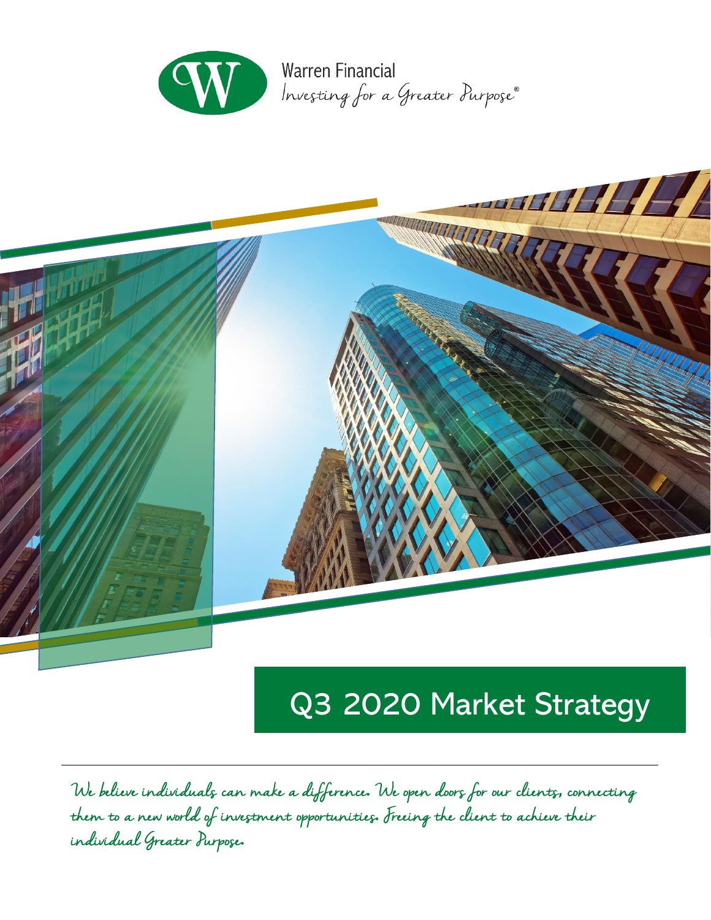Warren Financial

*Investing for a Greater Purpose®*

# Q3 2020 Market Strategy

*We believe individuals can make a difference. We open doors for our clients, connecting them to a new world of investment opportunities. Freeing the client to achieve their individual Greater Purpose.*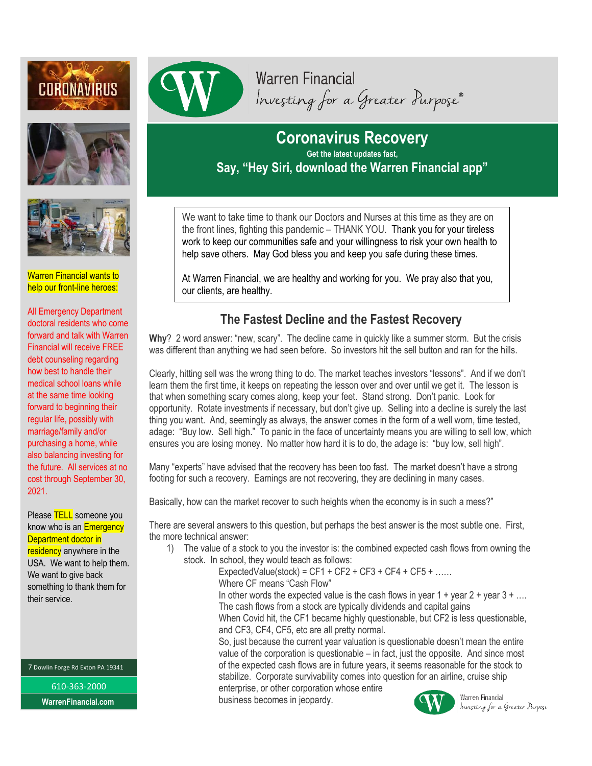Warren Financial
Investing for a Greater Purpose®

## Coronavirus Recovery

**Get the latest updates fast,**

**Say, "Hey Siri, download the Warren Financial app"**

We want to take time to thank our Doctors and Nurses at this time as they are on the front lines, fighting this pandemic – THANK YOU. Thank you for your tireless work to keep our communities safe and your willingness to risk your own health to help save others. May God bless you and keep you safe during these times.

At Warren Financial, we are healthy and working for you. We pray also that you, our clients, are healthy.

## The Fastest Decline and the Fastest Recovery

**Why**? 2 word answer: "new, scary". The decline came in quickly like a summer storm. But the crisis was different than anything we had seen before. So investors hit the sell button and ran for the hills.

Clearly, hitting sell was the wrong thing to do. The market teaches investors "lessons". And if we don't learn them the first time, it keeps on repeating the lesson over and over until we get it. The lesson is that when something scary comes along, keep your feet. Stand strong. Don't panic. Look for opportunity. Rotate investments if necessary, but don't give up. Selling into a decline is surely the last thing you want. And, seemingly as always, the answer comes in the form of a well worn, time tested, adage: "Buy low. Sell high." To panic in the face of uncertainty means you are willing to sell low, which ensures you are losing money. No matter how hard it is to do, the adage is: "buy low, sell high".

Many "experts" have advised that the recovery has been too fast. The market doesn't have a strong footing for such a recovery. Earnings are not recovering, they are declining in many cases.

Basically, how can the market recover to such heights when the economy is in such a mess?"

There are several answers to this question, but perhaps the best answer is the most subtle one. First, the more technical answer:

1) The value of a stock to you the investor is: the combined expected cash flows from owning the stock. In school, they would teach as follows:

   ExpectedValue(stock) = CF1 + CF2 + CF3 + CF4 + CF5 + ……
   Where CF means "Cash Flow"
   In other words the expected value is the cash flows in year 1 + year 2 + year 3 + ….
   The cash flows from a stock are typically dividends and capital gains
   When Covid hit, the CF1 became highly questionable, but CF2 is less questionable, and CF3, CF4, CF5, etc are all pretty normal.
   So, just because the current year valuation is questionable doesn't mean the entire value of the corporation is questionable – in fact, just the opposite. And since most of the expected cash flows are in future years, it seems reasonable for the stock to stabilize. Corporate survivability comes into question for an airline, cruise ship enterprise, or other corporation whose entire business becomes in jeopardy.

CORONAVIRUS

Warren Financial wants to help our front-line heroes:

All Emergency Department doctoral residents who come forward and talk with Warren Financial will receive FREE debt counseling regarding how best to handle their medical school loans while at the same time looking forward to beginning their regular life, possibly with marriage/family and/or purchasing a home, while also balancing investing for the future. All services at no cost through September 30, 2021.

Please TELL someone you know who is an Emergency Department doctor in residency anywhere in the USA. We want to help them. We want to give back something to thank them for their service.

7 Dowlin Forge Rd Exton PA 19341

610-363-2000

WarrenFinancial.com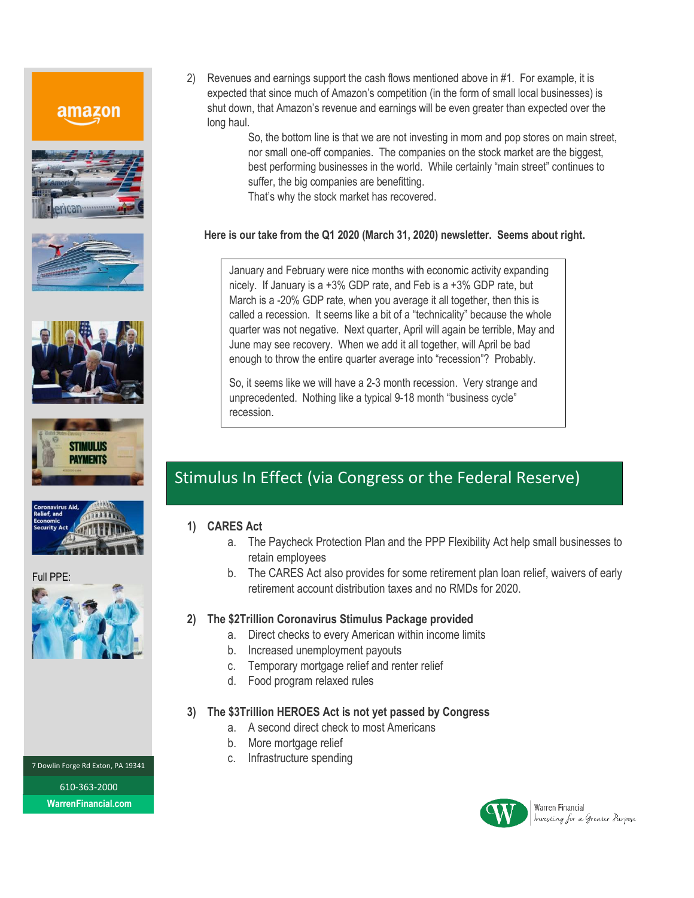2) Revenues and earnings support the cash flows mentioned above in #1. For example, it is expected that since much of Amazon's competition (in the form of small local businesses) is shut down, that Amazon's revenue and earnings will be even greater than expected over the long haul.

   So, the bottom line is that we are not investing in mom and pop stores on main street, nor small one-off companies. The companies on the stock market are the biggest, best performing businesses in the world. While certainly "main street" continues to suffer, the big companies are benefitting.

   That's why the stock market has recovered.

**Here is our take from the Q1 2020 (March 31, 2020) newsletter. Seems about right.**

> January and February were nice months with economic activity expanding nicely. If January is a +3% GDP rate, and Feb is a +3% GDP rate, but March is a -20% GDP rate, when you average it all together, then this is called a recession. It seems like a bit of a "technicality" because the whole quarter was not negative. Next quarter, April will again be terrible, May and June may see recovery. When we add it all together, will April be bad enough to throw the entire quarter average into "recession"? Probably.
>
> So, it seems like we will have a 2-3 month recession. Very strange and unprecedented. Nothing like a typical 9-18 month "business cycle" recession.

## Stimulus In Effect (via Congress or the Federal Reserve)

1) **CARES Act**
   a. The Paycheck Protection Plan and the PPP Flexibility Act help small businesses to retain employees
   b. The CARES Act also provides for some retirement plan loan relief, waivers of early retirement account distribution taxes and no RMDs for 2020.

2) **The $2Trillion Coronavirus Stimulus Package provided**
   a. Direct checks to every American within income limits
   b. Increased unemployment payouts
   c. Temporary mortgage relief and renter relief
   d. Food program relaxed rules

3) **The $3Trillion HEROES Act is not yet passed by Congress**
   a. A second direct check to most Americans
   b. More mortgage relief
   c. Infrastructure spending

Full PPE:

7 Dowlin Forge Rd Exton, PA 19341

610-363-2000

WarrenFinancial.com

Warren Financial
Investing for a Greater Purpose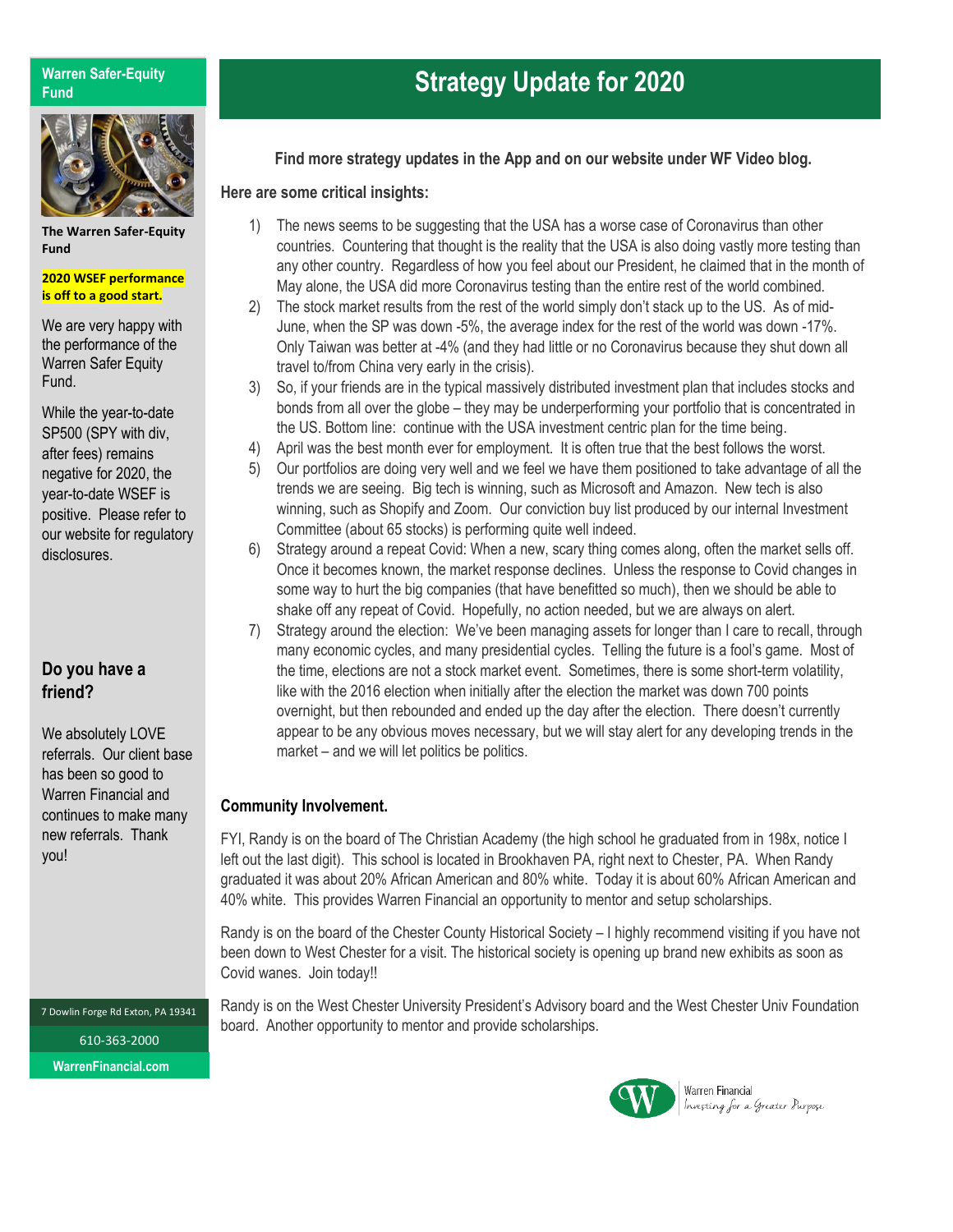# Strategy Update for 2020

**Find more strategy updates in the App and on our website under WF Video blog.**

**Here are some critical insights:**

1) The news seems to be suggesting that the USA has a worse case of Coronavirus than other countries. Countering that thought is the reality that the USA is also doing vastly more testing than any other country. Regardless of how you feel about our President, he claimed that in the month of May alone, the USA did more Coronavirus testing than the entire rest of the world combined.
2) The stock market results from the rest of the world simply don't stack up to the US. As of mid-June, when the SP was down -5%, the average index for the rest of the world was down -17%. Only Taiwan was better at -4% (and they had little or no Coronavirus because they shut down all travel to/from China very early in the crisis).
3) So, if your friends are in the typical massively distributed investment plan that includes stocks and bonds from all over the globe – they may be underperforming your portfolio that is concentrated in the US. Bottom line: continue with the USA investment centric plan for the time being.
4) April was the best month ever for employment. It is often true that the best follows the worst.
5) Our portfolios are doing very well and we feel we have them positioned to take advantage of all the trends we are seeing. Big tech is winning, such as Microsoft and Amazon. New tech is also winning, such as Shopify and Zoom. Our conviction buy list produced by our internal Investment Committee (about 65 stocks) is performing quite well indeed.
6) Strategy around a repeat Covid: When a new, scary thing comes along, often the market sells off. Once it becomes known, the market response declines. Unless the response to Covid changes in some way to hurt the big companies (that have benefitted so much), then we should be able to shake off any repeat of Covid. Hopefully, no action needed, but we are always on alert.
7) Strategy around the election: We've been managing assets for longer than I care to recall, through many economic cycles, and many presidential cycles. Telling the future is a fool's game. Most of the time, elections are not a stock market event. Sometimes, there is some short-term volatility, like with the 2016 election when initially after the election the market was down 700 points overnight, but then rebounded and ended up the day after the election. There doesn't currently appear to be any obvious moves necessary, but we will stay alert for any developing trends in the market – and we will let politics be politics.

### Community Involvement.

FYI, Randy is on the board of The Christian Academy (the high school he graduated from in 198x, notice I left out the last digit). This school is located in Brookhaven PA, right next to Chester, PA. When Randy graduated it was about 20% African American and 80% white. Today it is about 60% African American and 40% white. This provides Warren Financial an opportunity to mentor and setup scholarships.

Randy is on the board of the Chester County Historical Society – I highly recommend visiting if you have not been down to West Chester for a visit. The historical society is opening up brand new exhibits as soon as Covid wanes. Join today!!

Randy is on the West Chester University President's Advisory board and the West Chester Univ Foundation board. Another opportunity to mentor and provide scholarships.

## Warren Safer-Equity Fund

**The Warren Safer-Equity Fund**

**2020 WSEF performance is off to a good start.**

We are very happy with the performance of the Warren Safer Equity Fund.

While the year-to-date SP500 (SPY with div, after fees) remains negative for 2020, the year-to-date WSEF is positive. Please refer to our website for regulatory disclosures.

## Do you have a friend?

We absolutely LOVE referrals. Our client base has been so good to Warren Financial and continues to make many new referrals. Thank you!

7 Dowlin Forge Rd Exton, PA 19341

610-363-2000

WarrenFinancial.com

Warren Financial
*Investing for a Greater Purpose*